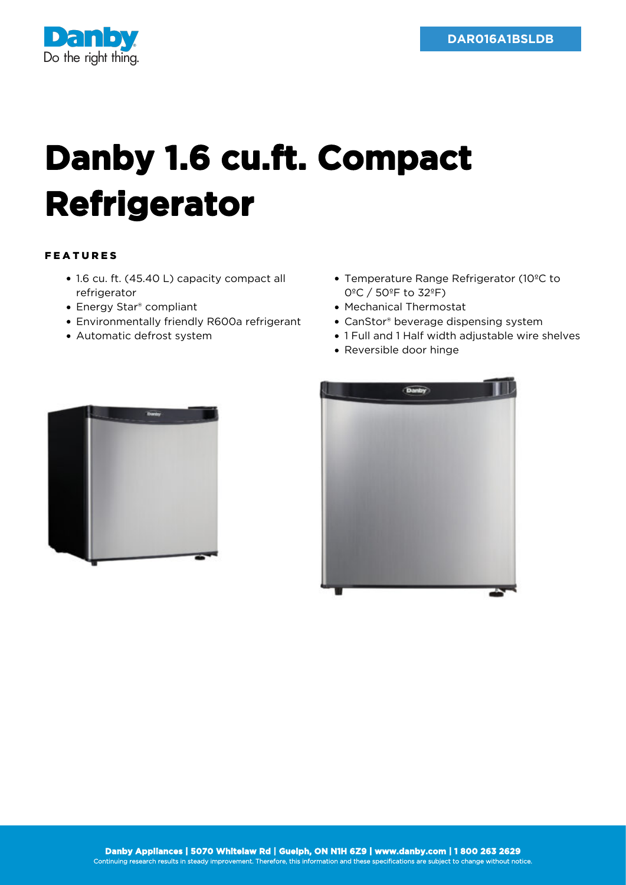DAR016A1BSLDB

# Danby 1.6 cu.ft. Compact Refrigerator

## FEATURES

- 1.6 cu. ft. (45.40 L) capacity compact all refrigerator
- Energy Star® compliant
- Environmentally friendly R600a refrigerant
- Automatic defrost system
- Temperature Range Refrigerator (10ºC to 0ºC / 50ºF to 32ºF)
- Mechanical Thermostat
- CanStor® beverage dispensing system
- 1 Full and 1 Half width adjustable wire shelves
- Reversible door hinge

**Danby Appliances | 5070 Whitelaw Rd | Guelph, ON N1H 6Z9 | www.danby.com | 1 800 263 2629**

Continuing research results in steady improvement. Therefore, this information and these specifications are subject to change without notice.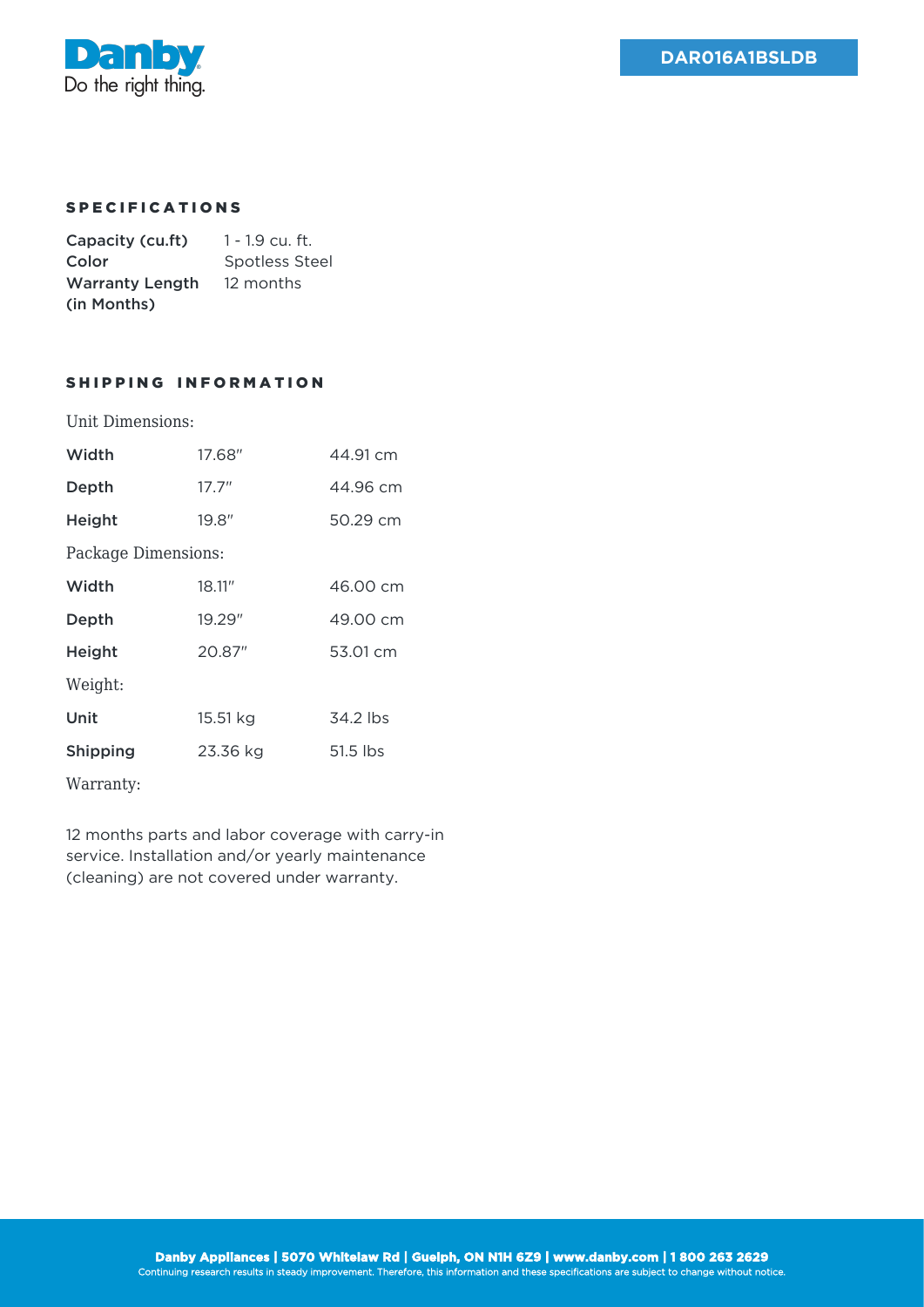DAR016A1BSLDB

## SPECIFICATIONS

| | |
|---|---|
| **Capacity (cu.ft)** | 1 - 1.9 cu. ft. |
| **Color** | Spotless Steel |
| **Warranty Length (in Months)** | 12 months |

## SHIPPING INFORMATION

Unit Dimensions:

| | | |
|---|---|---|
| **Width** | 17.68" | 44.91 cm |
| **Depth** | 17.7" | 44.96 cm |
| **Height** | 19.8" | 50.29 cm |

Package Dimensions:

| | | |
|---|---|---|
| **Width** | 18.11" | 46.00 cm |
| **Depth** | 19.29" | 49.00 cm |
| **Height** | 20.87" | 53.01 cm |

Weight:

| | | |
|---|---|---|
| **Unit** | 15.51 kg | 34.2 lbs |
| **Shipping** | 23.36 kg | 51.5 lbs |

Warranty:

12 months parts and labor coverage with carry-in service. Installation and/or yearly maintenance (cleaning) are not covered under warranty.

**Danby Appliances | 5070 Whitelaw Rd | Guelph, ON N1H 6Z9 | www.danby.com | 1 800 263 2629**
Continuing research results in steady improvement. Therefore, this information and these specifications are subject to change without notice.